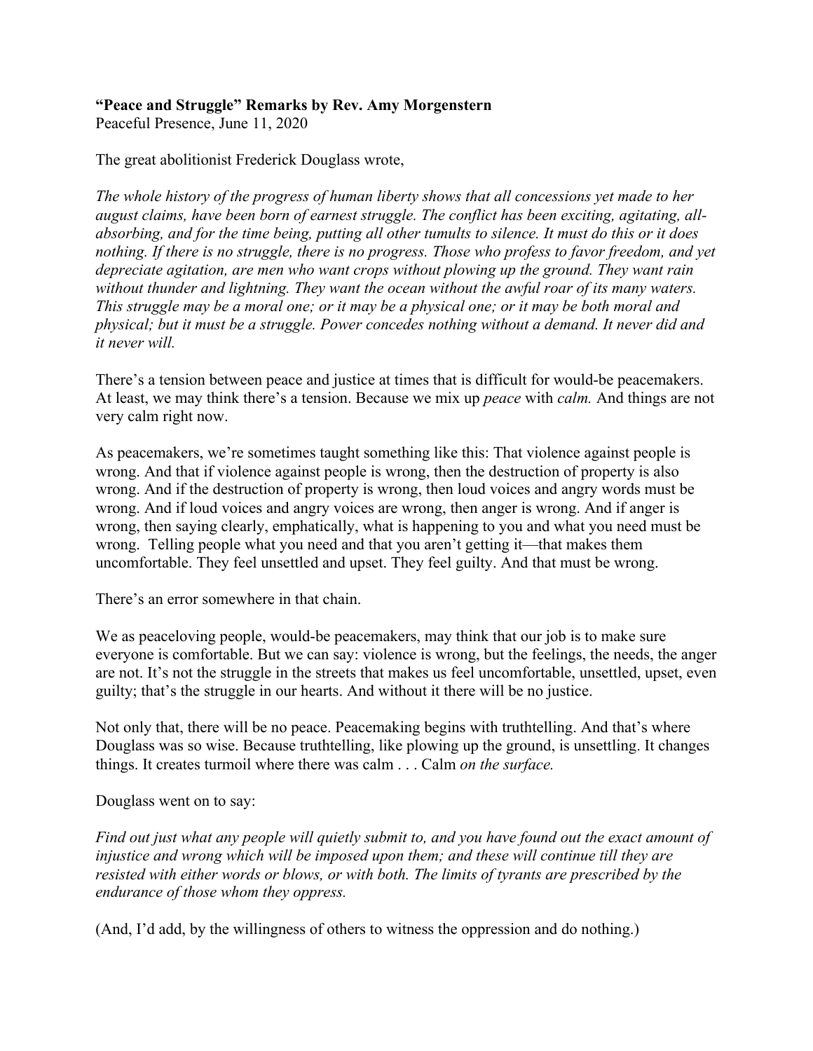**"Peace and Struggle" Remarks by Rev. Amy Morgenstern**
Peaceful Presence, June 11, 2020

The great abolitionist Frederick Douglass wrote,

*The whole history of the progress of human liberty shows that all concessions yet made to her august claims, have been born of earnest struggle. The conflict has been exciting, agitating, all-absorbing, and for the time being, putting all other tumults to silence. It must do this or it does nothing. If there is no struggle, there is no progress. Those who profess to favor freedom, and yet depreciate agitation, are men who want crops without plowing up the ground. They want rain without thunder and lightning. They want the ocean without the awful roar of its many waters. This struggle may be a moral one; or it may be a physical one; or it may be both moral and physical; but it must be a struggle. Power concedes nothing without a demand. It never did and it never will.*

There's a tension between peace and justice at times that is difficult for would-be peacemakers. At least, we may think there's a tension. Because we mix up *peace* with *calm.* And things are not very calm right now.

As peacemakers, we're sometimes taught something like this: That violence against people is wrong. And that if violence against people is wrong, then the destruction of property is also wrong. And if the destruction of property is wrong, then loud voices and angry words must be wrong. And if loud voices and angry voices are wrong, then anger is wrong. And if anger is wrong, then saying clearly, emphatically, what is happening to you and what you need must be wrong. Telling people what you need and that you aren't getting it—that makes them uncomfortable. They feel unsettled and upset. They feel guilty. And that must be wrong.

There's an error somewhere in that chain.

We as peaceloving people, would-be peacemakers, may think that our job is to make sure everyone is comfortable. But we can say: violence is wrong, but the feelings, the needs, the anger are not. It's not the struggle in the streets that makes us feel uncomfortable, unsettled, upset, even guilty; that's the struggle in our hearts. And without it there will be no justice.

Not only that, there will be no peace. Peacemaking begins with truthtelling. And that's where Douglass was so wise. Because truthtelling, like plowing up the ground, is unsettling. It changes things. It creates turmoil where there was calm . . . Calm *on the surface.*

Douglass went on to say:

*Find out just what any people will quietly submit to, and you have found out the exact amount of injustice and wrong which will be imposed upon them; and these will continue till they are resisted with either words or blows, or with both. The limits of tyrants are prescribed by the endurance of those whom they oppress.*

(And, I'd add, by the willingness of others to witness the oppression and do nothing.)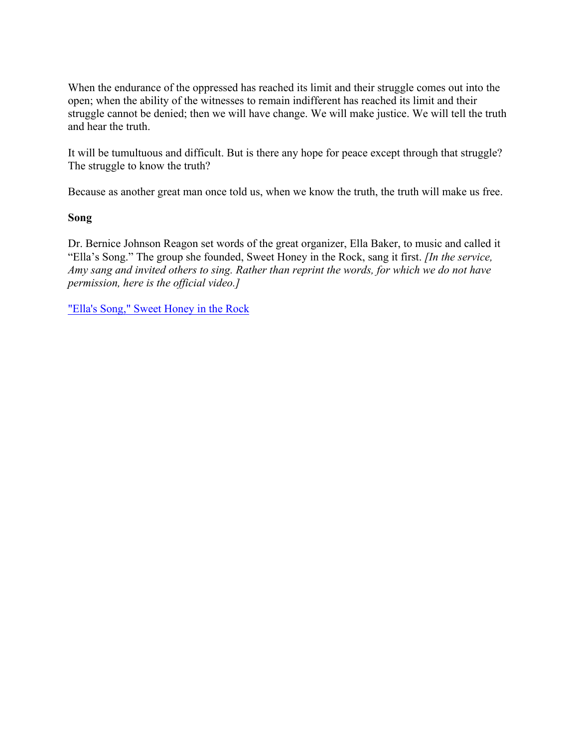When the endurance of the oppressed has reached its limit and their struggle comes out into the open; when the ability of the witnesses to remain indifferent has reached its limit and their struggle cannot be denied; then we will have change. We will make justice. We will tell the truth and hear the truth.

It will be tumultuous and difficult. But is there any hope for peace except through that struggle? The struggle to know the truth?

Because as another great man once told us, when we know the truth, the truth will make us free.

**Song**

Dr. Bernice Johnson Reagon set words of the great organizer, Ella Baker, to music and called it "Ella's Song." The group she founded, Sweet Honey in the Rock, sang it first. *[In the service, Amy sang and invited others to sing. Rather than reprint the words, for which we do not have permission, here is the official video.]*

"Ella's Song," Sweet Honey in the Rock